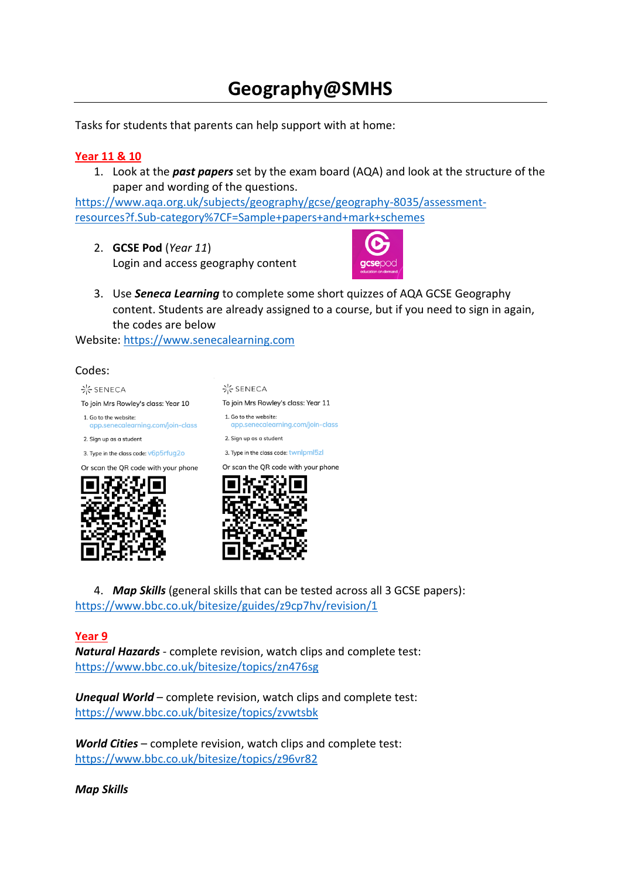# Geography@SMHS

Tasks for students that parents can help support with at home:

## Year 11 & 10

1. Look at the ***past papers*** set by the exam board (AQA) and look at the structure of the paper and wording of the questions.

https://www.aqa.org.uk/subjects/geography/gcse/geography-8035/assessment-resources?f.Sub-category%7CF=Sample+papers+and+mark+schemes

2. **GCSE Pod** (*Year 11*)
   Login and access geography content

3. Use ***Seneca Learning*** to complete some short quizzes of AQA GCSE Geography content. Students are already assigned to a course, but if you need to sign in again, the codes are below

Website: https://www.senecalearning.com

Codes:

SENECA

To join Mrs Rowley's class: Year 10

1. Go to the website: app.senecalearning.com/join-class
2. Sign up as a student
3. Type in the class code: v6p5rfug2o

Or scan the QR code with your phone

SENECA

To join Mrs Rowley's class: Year 11

1. Go to the website: app.senecalearning.com/join-class
2. Sign up as a student
3. Type in the class code: twnlpml5zl

Or scan the QR code with your phone

4. ***Map Skills*** (general skills that can be tested across all 3 GCSE papers):

https://www.bbc.co.uk/bitesize/guides/z9cp7hv/revision/1

## Year 9

***Natural Hazards*** - complete revision, watch clips and complete test:
https://www.bbc.co.uk/bitesize/topics/zn476sg

***Unequal World*** – complete revision, watch clips and complete test:
https://www.bbc.co.uk/bitesize/topics/zvwtsbk

***World Cities*** – complete revision, watch clips and complete test:
https://www.bbc.co.uk/bitesize/topics/z96vr82

***Map Skills***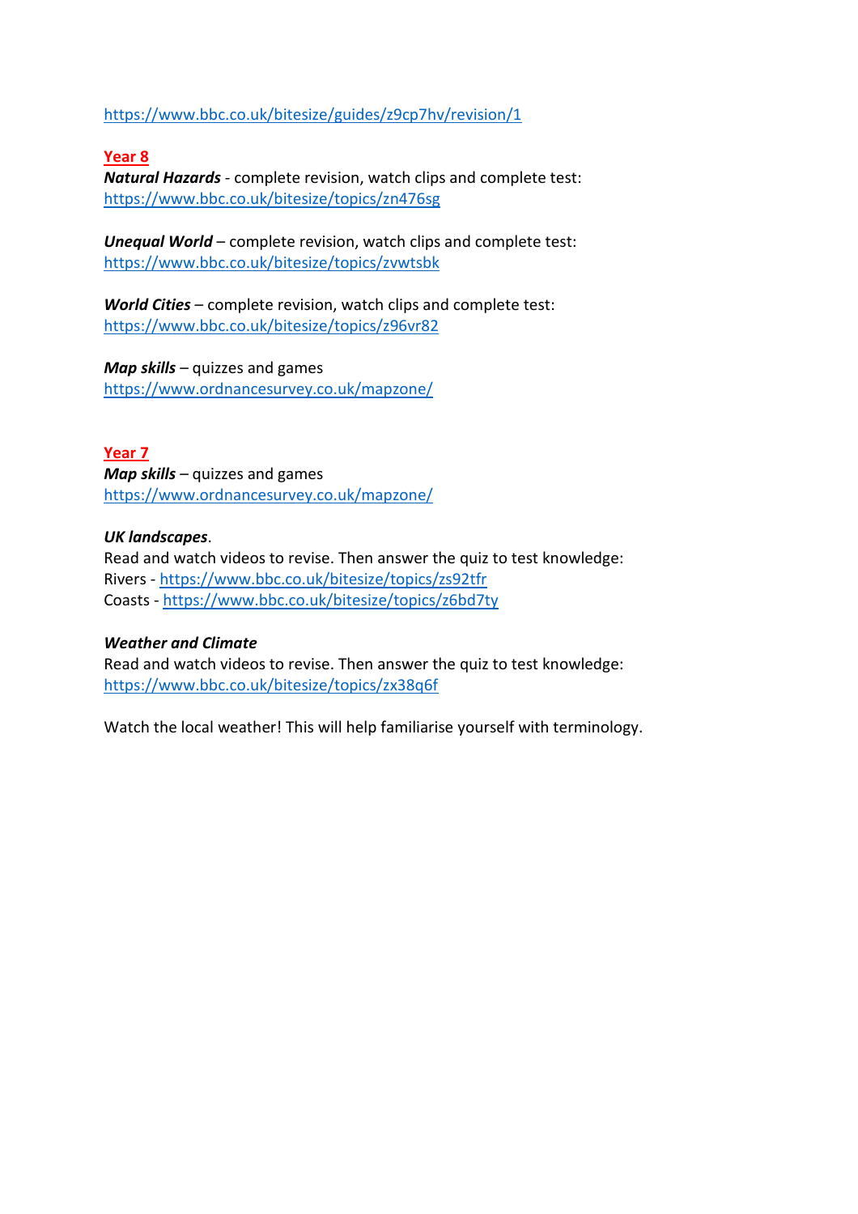https://www.bbc.co.uk/bitesize/guides/z9cp7hv/revision/1

## Year 8

***Natural Hazards*** - complete revision, watch clips and complete test:
https://www.bbc.co.uk/bitesize/topics/zn476sg

***Unequal World*** – complete revision, watch clips and complete test:
https://www.bbc.co.uk/bitesize/topics/zvwtsbk

***World Cities*** – complete revision, watch clips and complete test:
https://www.bbc.co.uk/bitesize/topics/z96vr82

***Map skills*** – quizzes and games
https://www.ordnancesurvey.co.uk/mapzone/

## Year 7

***Map skills*** – quizzes and games
https://www.ordnancesurvey.co.uk/mapzone/

***UK landscapes***.
Read and watch videos to revise. Then answer the quiz to test knowledge:
Rivers - https://www.bbc.co.uk/bitesize/topics/zs92tfr
Coasts - https://www.bbc.co.uk/bitesize/topics/z6bd7ty

***Weather and Climate***
Read and watch videos to revise. Then answer the quiz to test knowledge:
https://www.bbc.co.uk/bitesize/topics/zx38q6f

Watch the local weather! This will help familiarise yourself with terminology.